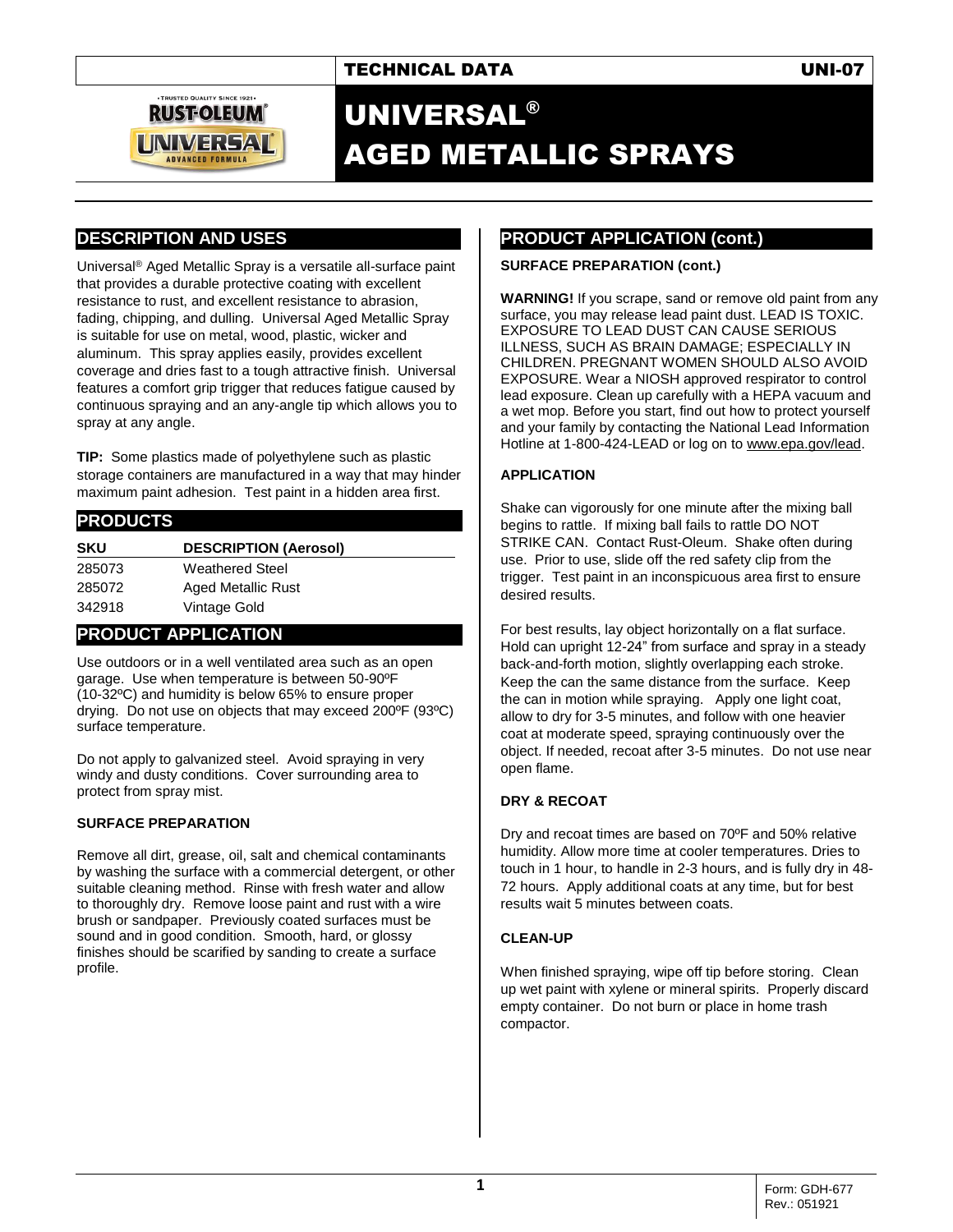TECHNICAL DATA — UNI-07

# UNIVERSAL® AGED METALLIC SPRAYS

## DESCRIPTION AND USES

Universal® Aged Metallic Spray is a versatile all-surface paint that provides a durable protective coating with excellent resistance to rust, and excellent resistance to abrasion, fading, chipping, and dulling. Universal Aged Metallic Spray is suitable for use on metal, wood, plastic, wicker and aluminum. This spray applies easily, provides excellent coverage and dries fast to a tough attractive finish. Universal features a comfort grip trigger that reduces fatigue caused by continuous spraying and an any-angle tip which allows you to spray at any angle.

**TIP:** Some plastics made of polyethylene such as plastic storage containers are manufactured in a way that may hinder maximum paint adhesion. Test paint in a hidden area first.

## PRODUCTS

| SKU | DESCRIPTION (Aerosol) |
|---|---|
| 285073 | Weathered Steel |
| 285072 | Aged Metallic Rust |
| 342918 | Vintage Gold |

## PRODUCT APPLICATION

Use outdoors or in a well ventilated area such as an open garage. Use when temperature is between 50-90ºF (10-32ºC) and humidity is below 65% to ensure proper drying. Do not use on objects that may exceed 200ºF (93ºC) surface temperature.

Do not apply to galvanized steel. Avoid spraying in very windy and dusty conditions. Cover surrounding area to protect from spray mist.

### SURFACE PREPARATION

Remove all dirt, grease, oil, salt and chemical contaminants by washing the surface with a commercial detergent, or other suitable cleaning method. Rinse with fresh water and allow to thoroughly dry. Remove loose paint and rust with a wire brush or sandpaper. Previously coated surfaces must be sound and in good condition. Smooth, hard, or glossy finishes should be scarified by sanding to create a surface profile.

## PRODUCT APPLICATION (cont.)

### SURFACE PREPARATION (cont.)

**WARNING!** If you scrape, sand or remove old paint from any surface, you may release lead paint dust. LEAD IS TOXIC. EXPOSURE TO LEAD DUST CAN CAUSE SERIOUS ILLNESS, SUCH AS BRAIN DAMAGE; ESPECIALLY IN CHILDREN. PREGNANT WOMEN SHOULD ALSO AVOID EXPOSURE. Wear a NIOSH approved respirator to control lead exposure. Clean up carefully with a HEPA vacuum and a wet mop. Before you start, find out how to protect yourself and your family by contacting the National Lead Information Hotline at 1-800-424-LEAD or log on to www.epa.gov/lead.

### APPLICATION

Shake can vigorously for one minute after the mixing ball begins to rattle. If mixing ball fails to rattle DO NOT STRIKE CAN. Contact Rust-Oleum. Shake often during use. Prior to use, slide off the red safety clip from the trigger. Test paint in an inconspicuous area first to ensure desired results.

For best results, lay object horizontally on a flat surface. Hold can upright 12-24" from surface and spray in a steady back-and-forth motion, slightly overlapping each stroke. Keep the can the same distance from the surface. Keep the can in motion while spraying. Apply one light coat, allow to dry for 3-5 minutes, and follow with one heavier coat at moderate speed, spraying continuously over the object. If needed, recoat after 3-5 minutes. Do not use near open flame.

### DRY & RECOAT

Dry and recoat times are based on 70ºF and 50% relative humidity. Allow more time at cooler temperatures. Dries to touch in 1 hour, to handle in 2-3 hours, and is fully dry in 48-72 hours. Apply additional coats at any time, but for best results wait 5 minutes between coats.

### CLEAN-UP

When finished spraying, wipe off tip before storing. Clean up wet paint with xylene or mineral spirits. Properly discard empty container. Do not burn or place in home trash compactor.

Form: GDH-677
Rev.: 051921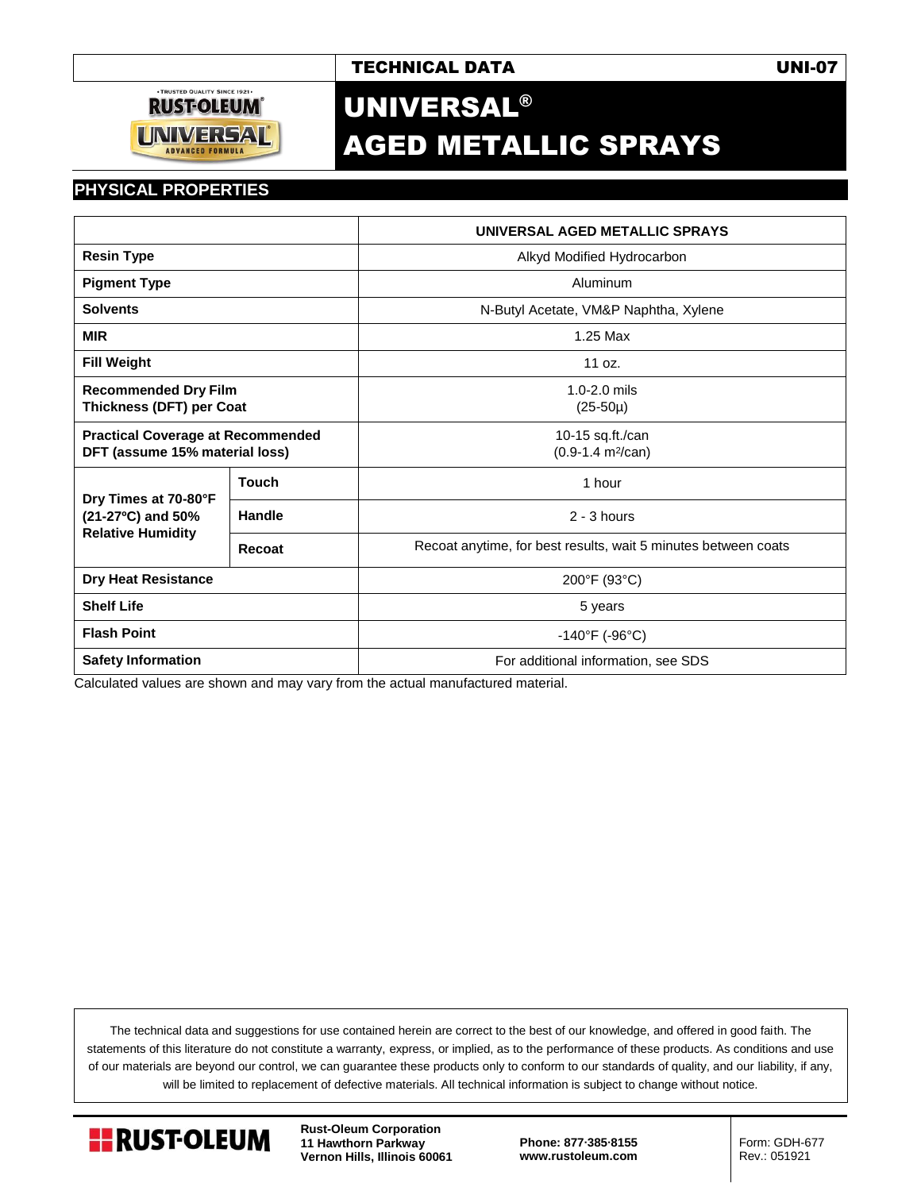TECHNICAL DATA UNI-07

# UNIVERSAL®
# AGED METALLIC SPRAYS

## PHYSICAL PROPERTIES

| | | UNIVERSAL AGED METALLIC SPRAYS |
|---|---|---|
| **Resin Type** | | Alkyd Modified Hydrocarbon |
| **Pigment Type** | | Aluminum |
| **Solvents** | | N-Butyl Acetate, VM&P Naphtha, Xylene |
| **MIR** | | 1.25 Max |
| **Fill Weight** | | 11 oz. |
| **Recommended Dry Film Thickness (DFT) per Coat** | | 1.0-2.0 mils (25-50μ) |
| **Practical Coverage at Recommended DFT (assume 15% material loss)** | | 10-15 sq.ft./can (0.9-1.4 $m^2$/can) |
| **Dry Times at 70-80°F (21-27°C) and 50% Relative Humidity** | **Touch** | 1 hour |
| | **Handle** | 2 - 3 hours |
| | **Recoat** | Recoat anytime, for best results, wait 5 minutes between coats |
| **Dry Heat Resistance** | | 200°F (93°C) |
| **Shelf Life** | | 5 years |
| **Flash Point** | | -140°F (-96°C) |
| **Safety Information** | | For additional information, see SDS |

Calculated values are shown and may vary from the actual manufactured material.

The technical data and suggestions for use contained herein are correct to the best of our knowledge, and offered in good faith. The statements of this literature do not constitute a warranty, express, or implied, as to the performance of these products. As conditions and use of our materials are beyond our control, we can guarantee these products only to conform to our standards of quality, and our liability, if any, will be limited to replacement of defective materials. All technical information is subject to change without notice.

**Rust-Oleum Corporation**
**11 Hawthorn Parkway**
**Vernon Hills, Illinois 60061**

**Phone: 877·385·8155**
**www.rustoleum.com**

Form: GDH-677
Rev.: 051921